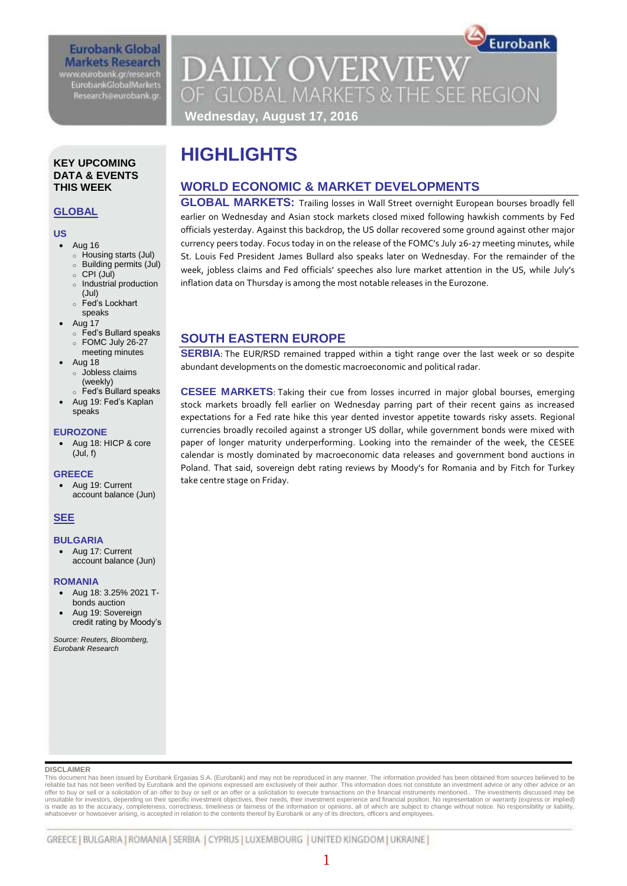Eurobank Global Markets Research
www.eurobank.gr/research
EurobankGlobalMarkets
Research@eurobank.gr

# DAILY OVERVIEW OF GLOBAL MARKETS & THE SEE REGION

**Wednesday, August 17, 2016**

# HIGHLIGHTS

## WORLD ECONOMIC & MARKET DEVELOPMENTS

**GLOBAL MARKETS:** Trailing losses in Wall Street overnight European bourses broadly fell earlier on Wednesday and Asian stock markets closed mixed following hawkish comments by Fed officials yesterday. Against this backdrop, the US dollar recovered some ground against other major currency peers today. Focus today in on the release of the FOMC's July 26-27 meeting minutes, while St. Louis Fed President James Bullard also speaks later on Wednesday. For the remainder of the week, jobless claims and Fed officials' speeches also lure market attention in the US, while July's inflation data on Thursday is among the most notable releases in the Eurozone.

## SOUTH EASTERN EUROPE

**SERBIA**: The EUR/RSD remained trapped within a tight range over the last week or so despite abundant developments on the domestic macroeconomic and political radar.

**CESEE MARKETS**: Taking their cue from losses incurred in major global bourses, emerging stock markets broadly fell earlier on Wednesday parring part of their recent gains as increased expectations for a Fed rate hike this year dented investor appetite towards risky assets. Regional currencies broadly recoiled against a stronger US dollar, while government bonds were mixed with paper of longer maturity underperforming. Looking into the remainder of the week, the CESEE calendar is mostly dominated by macroeconomic data releases and government bond auctions in Poland. That said, sovereign debt rating reviews by Moody's for Romania and by Fitch for Turkey take centre stage on Friday.

### KEY UPCOMING DATA & EVENTS THIS WEEK

#### GLOBAL

**US**

- Aug 16
  - Housing starts (Jul)
  - Building permits (Jul)
  - CPI (Jul)
  - Industrial production (Jul)
  - Fed's Lockhart speaks
- Aug 17
  - Fed's Bullard speaks
  - FOMC July 26-27 meeting minutes
- Aug 18
  - Jobless claims (weekly)
  - Fed's Bullard speaks
- Aug 19: Fed's Kaplan speaks

**EUROZONE**

- Aug 18: HICP & core (Jul, f)

**GREECE**

- Aug 19: Current account balance (Jun)

#### SEE

**BULGARIA**

- Aug 17: Current account balance (Jun)

**ROMANIA**

- Aug 18: 3.25% 2021 T-bonds auction
- Aug 19: Sovereign credit rating by Moody's

*Source: Reuters, Bloomberg, Eurobank Research*

**DISCLAIMER**
This document has been issued by Eurobank Ergasias S.A. (Eurobank) and may not be reproduced in any manner. The information provided has been obtained from sources believed to be reliable but has not been verified by Eurobank and the opinions expressed are exclusively of their author. This information does not constitute an investment advice or any other advice or an offer to buy or sell or a solicitation of an offer to buy or sell or an offer or a solicitation to execute transactions on the financial instruments mentioned.. The investments discussed may be unsuitable for investors, depending on their specific investment objectives, their needs, their investment experience and financial position. No representation or warranty (express or implied) is made as to the accuracy, completeness, correctness, timeliness or fairness of the information or opinions, all of which are subject to change without notice. No responsibility or liability, whatsoever or howsoever arising, is accepted in relation to the contents thereof by Eurobank or any of its directors, officers and employees.

GREECE | BULGARIA | ROMANIA | SERBIA | CYPRUS | LUXEMBOURG | UNITED KINGDOM | UKRAINE |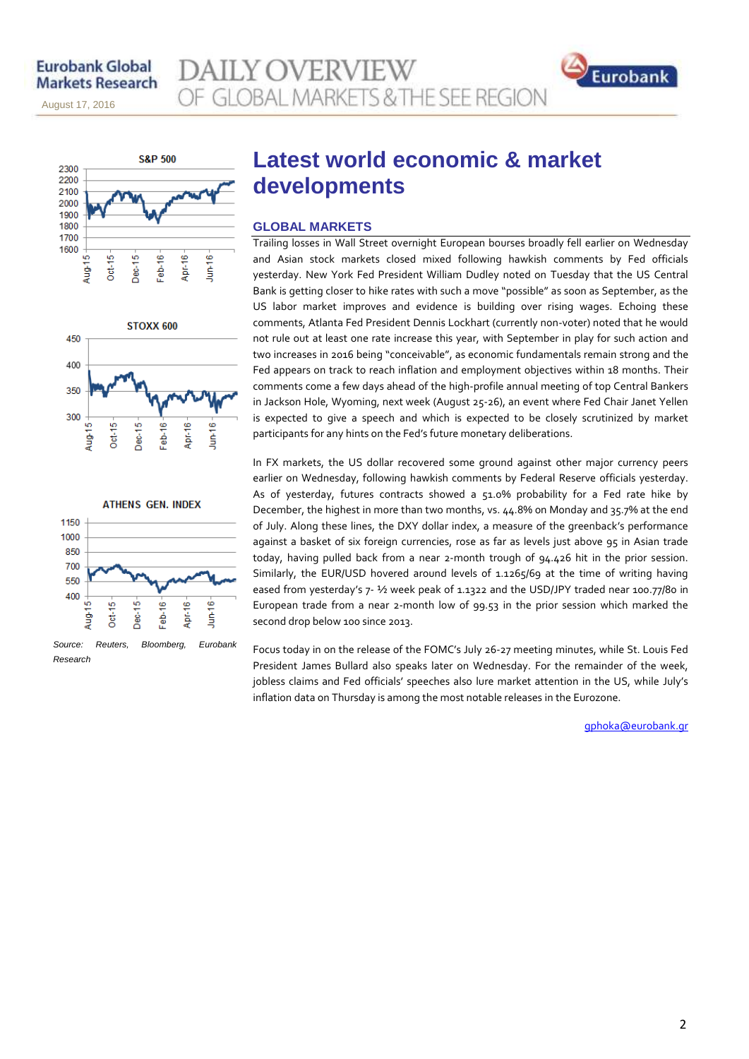# Latest world economic & market developments

## GLOBAL MARKETS

Trailing losses in Wall Street overnight European bourses broadly fell earlier on Wednesday and Asian stock markets closed mixed following hawkish comments by Fed officials yesterday. New York Fed President William Dudley noted on Tuesday that the US Central Bank is getting closer to hike rates with such a move "possible" as soon as September, as the US labor market improves and evidence is building over rising wages. Echoing these comments, Atlanta Fed President Dennis Lockhart (currently non-voter) noted that he would not rule out at least one rate increase this year, with September in play for such action and two increases in 2016 being "conceivable", as economic fundamentals remain strong and the Fed appears on track to reach inflation and employment objectives within 18 months. Their comments come a few days ahead of the high-profile annual meeting of top Central Bankers in Jackson Hole, Wyoming, next week (August 25-26), an event where Fed Chair Janet Yellen is expected to give a speech and which is expected to be closely scrutinized by market participants for any hints on the Fed's future monetary deliberations.

In FX markets, the US dollar recovered some ground against other major currency peers earlier on Wednesday, following hawkish comments by Federal Reserve officials yesterday. As of yesterday, futures contracts showed a 51.0% probability for a Fed rate hike by December, the highest in more than two months, vs. 44.8% on Monday and 35.7% at the end of July. Along these lines, the DXY dollar index, a measure of the greenback's performance against a basket of six foreign currencies, rose as far as levels just above 95 in Asian trade today, having pulled back from a near 2-month trough of 94.426 hit in the prior session. Similarly, the EUR/USD hovered around levels of 1.1265/69 at the time of writing having eased from yesterday's 7- ½ week peak of 1.1322 and the USD/JPY traded near 100.77/80 in European trade from a near 2-month low of 99.53 in the prior session which marked the second drop below 100 since 2013.

Focus today in on the release of the FOMC's July 26-27 meeting minutes, while St. Louis Fed President James Bullard also speaks later on Wednesday. For the remainder of the week, jobless claims and Fed officials' speeches also lure market attention in the US, while July's inflation data on Thursday is among the most notable releases in the Eurozone.

gphoka@eurobank.gr

*Source: Reuters, Bloomberg, Eurobank Research*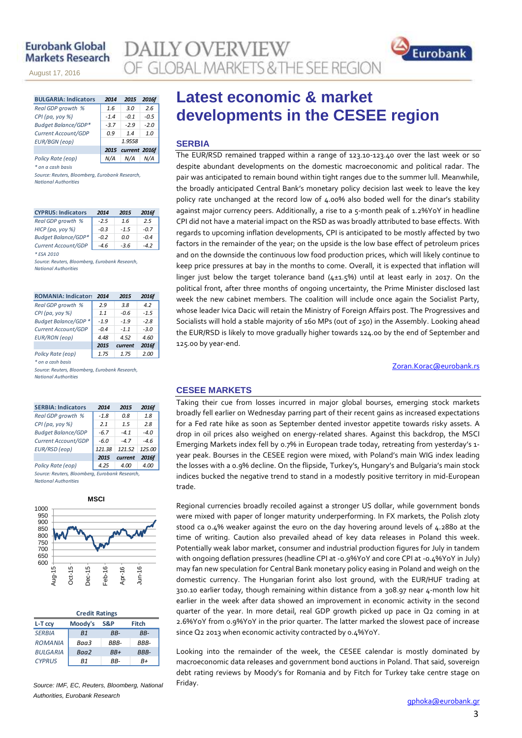## Latest economic & market developments in the CESEE region

### SERBIA

The EUR/RSD remained trapped within a range of 123.10-123.40 over the last week or so despite abundant developments on the domestic macroeconomic and political radar. The pair was anticipated to remain bound within tight ranges due to the summer lull. Meanwhile, the broadly anticipated Central Bank's monetary policy decision last week to leave the key policy rate unchanged at the record low of 4.00% also boded well for the dinar's stability against major currency peers. Additionally, a rise to a 5-month peak of 1.2%YoY in headline CPI did not have a material impact on the RSD as was broadly attributed to base effects. With regards to upcoming inflation developments, CPI is anticipated to be mostly affected by two factors in the remainder of the year; on the upside is the low base effect of petroleum prices and on the downside the continuous low food production prices, which will likely continue to keep price pressures at bay in the months to come. Overall, it is expected that inflation will linger just below the target tolerance band (4±1.5%) until at least early in 2017. On the political front, after three months of ongoing uncertainty, the Prime Minister disclosed last week the new cabinet members. The coalition will include once again the Socialist Party, whose leader Ivica Dacic will retain the Ministry of Foreign Affairs post. The Progressives and Socialists will hold a stable majority of 160 MPs (out of 250) in the Assembly. Looking ahead the EUR/RSD is likely to move gradually higher towards 124.00 by the end of September and 125.00 by year-end.

Zoran.Korac@eurobank.rs

### CESEE MARKETS

Taking their cue from losses incurred in major global bourses, emerging stock markets broadly fell earlier on Wednesday parring part of their recent gains as increased expectations for a Fed rate hike as soon as September dented investor appetite towards risky assets. A drop in oil prices also weighed on energy-related shares. Against this backdrop, the MSCI Emerging Markets index fell by 0.7% in European trade today, retreating from yesterday's 1-year peak. Bourses in the CESEE region were mixed, with Poland's main WIG index leading the losses with a 0.9% decline. On the flipside, Turkey's, Hungary's and Bulgaria's main stock indices bucked the negative trend to stand in a modestly positive territory in mid-European trade.

Regional currencies broadly recoiled against a stronger US dollar, while government bonds were mixed with paper of longer maturity underperforming. In FX markets, the Polish zloty stood ca 0.4% weaker against the euro on the day hovering around levels of 4.2880 at the time of writing. Caution also prevailed ahead of key data releases in Poland this week. Potentially weak labor market, consumer and industrial production figures for July in tandem with ongoing deflation pressures (headline CPI at -0.9%YoY and core CPI at -0.4%YoY in July) may fan new speculation for Central Bank monetary policy easing in Poland and weigh on the domestic currency. The Hungarian forint also lost ground, with the EUR/HUF trading at 310.10 earlier today, though remaining within distance from a 308.97 near 4-month low hit earlier in the week after data showed an improvement in economic activity in the second quarter of the year. In more detail, real GDP growth picked up pace in Q2 coming in at 2.6%YoY from 0.9%YoY in the prior quarter. The latter marked the slowest pace of increase since Q2 2013 when economic activity contracted by 0.4%YoY.

Looking into the remainder of the week, the CESEE calendar is mostly dominated by macroeconomic data releases and government bond auctions in Poland. That said, sovereign debt rating reviews by Moody's for Romania and by Fitch for Turkey take centre stage on Friday.

gphoka@eurobank.gr

| BULGARIA: Indicators | 2014 | 2015 | 2016f |
|---|---|---|---|
| Real GDP growth % | 1.6 | 3.0 | 2.6 |
| CPI (pa, yoy %) | -1.4 | -0.1 | -0.5 |
| Budget Balance/GDP* | -3.7 | -2.9 | -2.0 |
| Current Account/GDP | 0.9 | 1.4 | 1.0 |
| EUR/BGN (eop) | | 1.9558 | |
| | 2015 | current | 2016f |
| Policy Rate (eop) | N/A | N/A | N/A |

\* on a cash basis

Source: Reuters, Bloomberg, Eurobank Research, National Authorities

| CYPRUS: Indicators | 2014 | 2015 | 2016f |
|---|---|---|---|
| Real GDP growth % | -2.5 | 1.6 | 2.5 |
| HICP (pa, yoy %) | -0.3 | -1.5 | -0.7 |
| Budget Balance/GDP* | -0.2 | 0.0 | -0.4 |
| Current Account/GDP | -4.6 | -3.6 | -4.2 |

\* ESA 2010

Source: Reuters, Bloomberg, Eurobank Research, National Authorities

| ROMANIA: Indicators | 2014 | 2015 | 2016f |
|---|---|---|---|
| Real GDP growth % | 2.9 | 3.8 | 4.2 |
| CPI (pa, yoy %) | 1.1 | -0.6 | -1.5 |
| Budget Balance/GDP * | -1.9 | -1.9 | -2.8 |
| Current Account/GDP | -0.4 | -1.1 | -3.0 |
| EUR/RON (eop) | 4.48 | 4.52 | 4.60 |
| | 2015 | current | 2016f |
| Policy Rate (eop) | 1.75 | 1.75 | 2.00 |

\* on a cash basis

Source: Reuters, Bloomberg, Eurobank Research, National Authorities

| SERBIA: Indicators | 2014 | 2015 | 2016f |
|---|---|---|---|
| Real GDP growth % | -1.8 | 0.8 | 1.8 |
| CPI (pa, yoy %) | 2.1 | 1.5 | 2.8 |
| Budget Balance/GDP | -6.7 | -4.1 | -4.0 |
| Current Account/GDP | -6.0 | -4.7 | -4.6 |
| EUR/RSD (eop) | 121.38 | 121.52 | 125.00 |
| | 2015 | current | 2016f |
| Policy Rate (eop) | 4.25 | 4.00 | 4.00 |

Source: Reuters, Bloomberg, Eurobank Research, National Authorities

**MSCI**

**Credit Ratings**

| L-T ccy | Moody's | S&P | Fitch |
|---|---|---|---|
| SERBIA | B1 | BB- | BB- |
| ROMANIA | Baa3 | BBB- | BBB- |
| BULGARIA | Baa2 | BB+ | BBB- |
| CYPRUS | B1 | BB- | B+ |

Source: IMF, EC, Reuters, Bloomberg, National Authorities, Eurobank Research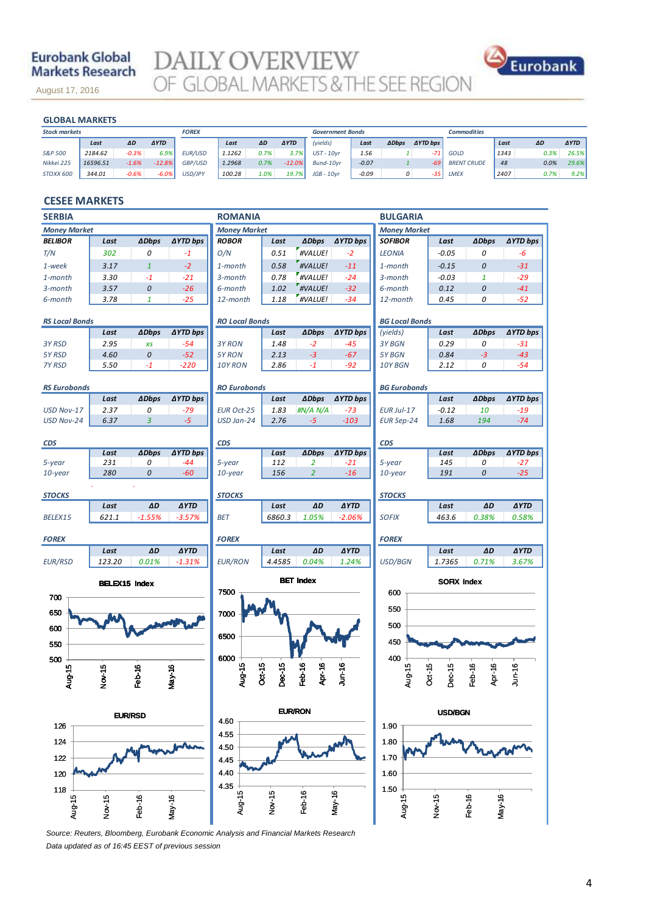Eurobank Global Markets Research

August 17, 2016

# DAILY OVERVIEW OF GLOBAL MARKETS & THE SEE REGION

## GLOBAL MARKETS

| Stock markets | Last | ΔD | ΔYTD |
|---|---|---|---|
| S&P 500 | 2184.62 | -0.3% | 6.9% |
| Nikkei 225 | 16596.51 | -1.6% | -12.8% |
| STOXX 600 | 344.01 | -0.6% | -6.0% |

| FOREX | Last | ΔD | ΔYTD |
|---|---|---|---|
| EUR/USD | 1.1262 | 0.7% | 3.7% |
| GBP/USD | 1.2968 | 0.7% | -12.0% |
| USD/JPY | 100.28 | 1.0% | 19.7% |

| Government Bonds (yields) | Last | ΔDbps | ΔYTD bps |
|---|---|---|---|
| UST - 10yr | 1.56 | 1 | -71 |
| Bund-10yr | -0.07 | 1 | -69 |
| JGB - 10yr | -0.09 | 0 | -35 |

| Commodities | Last | ΔD | ΔYTD |
|---|---|---|---|
| GOLD | 1343 | 0.3% | 26.5% |
| BRENT CRUDE | 48 | 0.0% | 29.6% |
| LMEX | 2407 | 0.7% | 9.2% |

## CESEE MARKETS

### SERBIA

**Money Market**

| BELIBOR | Last | ΔDbps | ΔYTD bps |
|---|---|---|---|
| T/N | 302 | 0 | -1 |
| 1-week | 3.17 | 1 | -2 |
| 1-month | 3.30 | -1 | -21 |
| 3-month | 3.57 | 0 | -26 |
| 6-month | 3.78 | 1 | -25 |

**RS Local Bonds**

| | Last | ΔDbps | ΔYTD bps |
|---|---|---|---|
| 3Y RSD | 2.95 | xs | -54 |
| 5Y RSD | 4.60 | 0 | -52 |
| 7Y RSD | 5.50 | -1 | -220 |

**RS Eurobonds**

| | Last | ΔDbps | ΔYTD bps |
|---|---|---|---|
| USD Nov-17 | 2.37 | 0 | -79 |
| USD Nov-24 | 6.37 | 3 | -5 |

**CDS**

| | Last | ΔDbps | ΔYTD bps |
|---|---|---|---|
| 5-year | 231 | 0 | -44 |
| 10-year | 280 | 0 | -60 |

**STOCKS**

| | Last | ΔD | ΔYTD |
|---|---|---|---|
| BELEX15 | 621.1 | -1.55% | -3.57% |

**FOREX**

| | Last | ΔD | ΔYTD |
|---|---|---|---|
| EUR/RSD | 123.20 | 0.01% | -1.31% |

### ROMANIA

**Money Market**

| ROBOR | Last | ΔDbps | ΔYTD bps |
|---|---|---|---|
| O/N | 0.51 | #VALUE! | -2 |
| 1-month | 0.58 | #VALUE! | -11 |
| 3-month | 0.78 | #VALUE! | -24 |
| 6-month | 1.02 | #VALUE! | -32 |
| 12-month | 1.18 | #VALUE! | -34 |

**RO Local Bonds**

| | Last | ΔDbps | ΔYTD bps |
|---|---|---|---|
| 3Y RON | 1.48 | -2 | -45 |
| 5Y RON | 2.13 | -3 | -67 |
| 10Y RON | 2.86 | -1 | -92 |

**RO Eurobonds**

| | Last | ΔDbps | ΔYTD bps |
|---|---|---|---|
| EUR Oct-25 | 1.83 | #N/A N/A | -73 |
| USD Jan-24 | 2.76 | -5 | -103 |

**CDS**

| | Last | ΔDbps | ΔYTD bps |
|---|---|---|---|
| 5-year | 112 | 2 | -21 |
| 10-year | 156 | 2 | -16 |

**STOCKS**

| | Last | ΔD | ΔYTD |
|---|---|---|---|
| BET | 6860.3 | 1.05% | -2.06% |

**FOREX**

| | Last | ΔD | ΔYTD |
|---|---|---|---|
| EUR/RON | 4.4585 | 0.04% | 1.24% |

### BULGARIA

**Money Market**

| SOFIBOR | Last | ΔDbps | ΔYTD bps |
|---|---|---|---|
| LEONIA | -0.05 | 0 | -6 |
| 1-month | -0.15 | 0 | -31 |
| 3-month | -0.03 | 1 | -29 |
| 6-month | 0.12 | 0 | -41 |
| 12-month | 0.45 | 0 | -52 |

**BG Local Bonds**

| (yields) | Last | ΔDbps | ΔYTD bps |
|---|---|---|---|
| 3Y BGN | 0.29 | 0 | -31 |
| 5Y BGN | 0.84 | -3 | -43 |
| 10Y BGN | 2.12 | 0 | -54 |

**BG Eurobonds**

| | Last | ΔDbps | ΔYTD bps |
|---|---|---|---|
| EUR Jul-17 | -0.12 | 10 | -19 |
| EUR Sep-24 | 1.68 | 194 | -74 |

**CDS**

| | Last | ΔDbps | ΔYTD bps |
|---|---|---|---|
| 5-year | 145 | 0 | -27 |
| 10-year | 191 | 0 | -25 |

**STOCKS**

| | Last | ΔD | ΔYTD |
|---|---|---|---|
| SOFIX | 463.6 | 0.38% | 0.58% |

**FOREX**

| | Last | ΔD | ΔYTD |
|---|---|---|---|
| USD/BGN | 1.7365 | 0.71% | 3.67% |

BELEX15 Index

BET Index

SOFIX Index

EUR/RSD

EUR/RON

USD/BGN

Source: Reuters, Bloomberg, Eurobank Economic Analysis and Financial Markets Research

Data updated as of 16:45 EEST of previous session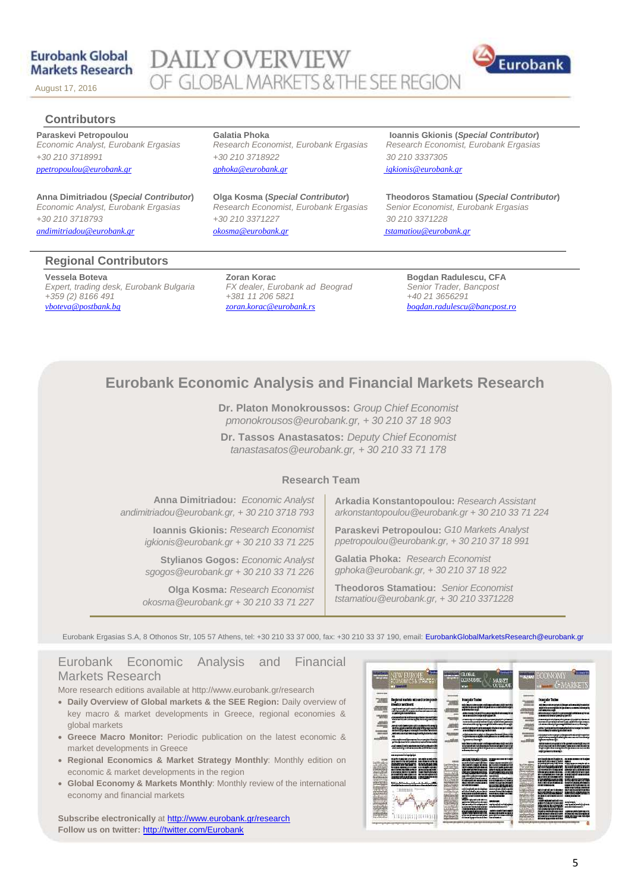Eurobank Global Markets Research

August 17, 2016

# DAILY OVERVIEW OF GLOBAL MARKETS & THE SEE REGION

## Contributors

**Paraskevi Petropoulou**
*Economic Analyst, Eurobank Ergasias*
*+30 210 3718991*
*ppetropoulou@eurobank.gr*

**Galatia Phoka**
*Research Economist, Eurobank Ergasias*
*+30 210 3718922*
*gphoka@eurobank.gr*

**Ioannis Gkionis (*Special Contributor*)**
*Research Economist, Eurobank Ergasias*
*30 210 3337305*
*igkionis@eurobank.gr*

**Anna Dimitriadou (*Special Contributor*)**
*Economic Analyst, Eurobank Ergasias*
*+30 210 3718793*
*andimitriadou@eurobank.gr*

**Olga Kosma (*Special Contributor*)**
*Research Economist, Eurobank Ergasias*
*+30 210 3371227*
*okosma@eurobank.gr*

**Theodoros Stamatiou (*Special Contributor*)**
*Senior Economist, Eurobank Ergasias*
*30 210 3371228*
*tstamatiou@eurobank.gr*

## Regional Contributors

**Vessela Boteva**
*Expert, trading desk, Eurobank Bulgaria*
*+359 (2) 8166 491*
*vboteva@postbank.bg*

**Zoran Korac**
*FX dealer, Eurobank ad Beograd*
*+381 11 206 5821*
*zoran.korac@eurobank.rs*

**Bogdan Radulescu, CFA**
*Senior Trader, Bancpost*
*+40 21 3656291*
*bogdan.radulescu@bancpost.ro*

## Eurobank Economic Analysis and Financial Markets Research

**Dr. Platon Monokroussos:** *Group Chief Economist*
*pmonokrousos@eurobank.gr, + 30 210 37 18 903*

**Dr. Tassos Anastasatos:** *Deputy Chief Economist*
*tanastasatos@eurobank.gr, + 30 210 33 71 178*

### Research Team

**Anna Dimitriadou:** *Economic Analyst*
*andimitriadou@eurobank.gr, + 30 210 3718 793*

**Ioannis Gkionis:** *Research Economist*
*igkionis@eurobank.gr + 30 210 33 71 225*

**Stylianos Gogos:** *Economic Analyst*
*sgogos@eurobank.gr + 30 210 33 71 226*

**Olga Kosma:** *Research Economist*
*okosma@eurobank.gr + 30 210 33 71 227*

**Arkadia Konstantopoulou:** *Research Assistant*
*arkonstantopoulou@eurobank.gr + 30 210 33 71 224*

**Paraskevi Petropoulou:** *G10 Markets Analyst*
*ppetropoulou@eurobank.gr, + 30 210 37 18 991*

**Galatia Phoka:** *Research Economist*
*gphoka@eurobank.gr, + 30 210 37 18 922*

**Theodoros Stamatiou:** *Senior Economist*
*tstamatiou@eurobank.gr, + 30 210 3371228*

Eurobank Ergasias S.A, 8 Othonos Str, 105 57 Athens, tel: +30 210 33 37 000, fax: +30 210 33 37 190, email: EurobankGlobalMarketsResearch@eurobank.gr

## Eurobank Economic Analysis and Financial Markets Research

More research editions available at http://www.eurobank.gr/research

- **Daily Overview of Global markets & the SEE Region:** Daily overview of key macro & market developments in Greece, regional economies & global markets
- **Greece Macro Monitor:** Periodic publication on the latest economic & market developments in Greece
- **Regional Economics & Market Strategy Monthly**: Monthly edition on economic & market developments in the region
- **Global Economy & Markets Monthly**: Monthly review of the international economy and financial markets

**Subscribe electronically** at http://www.eurobank.gr/research
**Follow us on twitter:** http://twitter.com/Eurobank